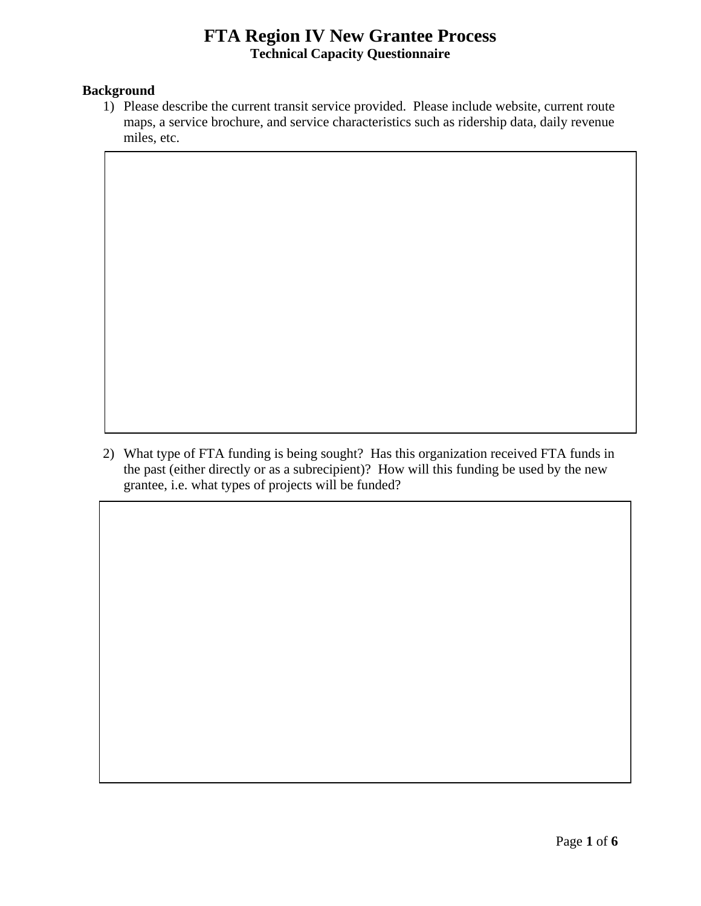# FTA Region IV New Grantee Process

## Technical Capacity Questionnaire

### Background

1) Please describe the current transit service provided.  Please include website, current route maps, a service brochure, and service characteristics such as ridership data, daily revenue miles, etc.

2) What type of FTA funding is being sought?  Has this organization received FTA funds in the past (either directly or as a subrecipient)?  How will this funding be used by the new grantee, i.e. what types of projects will be funded?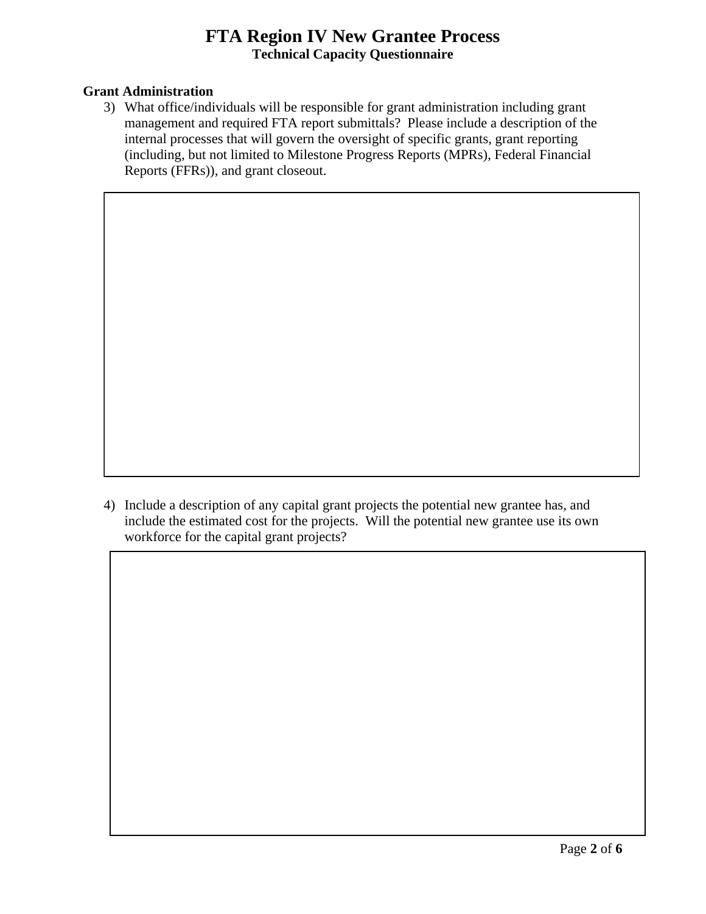**Grant Administration**

3) What office/individuals will be responsible for grant administration including grant management and required FTA report submittals? Please include a description of the internal processes that will govern the oversight of specific grants, grant reporting (including, but not limited to Milestone Progress Reports (MPRs), Federal Financial Reports (FFRs)), and grant closeout.

4) Include a description of any capital grant projects the potential new grantee has, and include the estimated cost for the projects. Will the potential new grantee use its own workforce for the capital grant projects?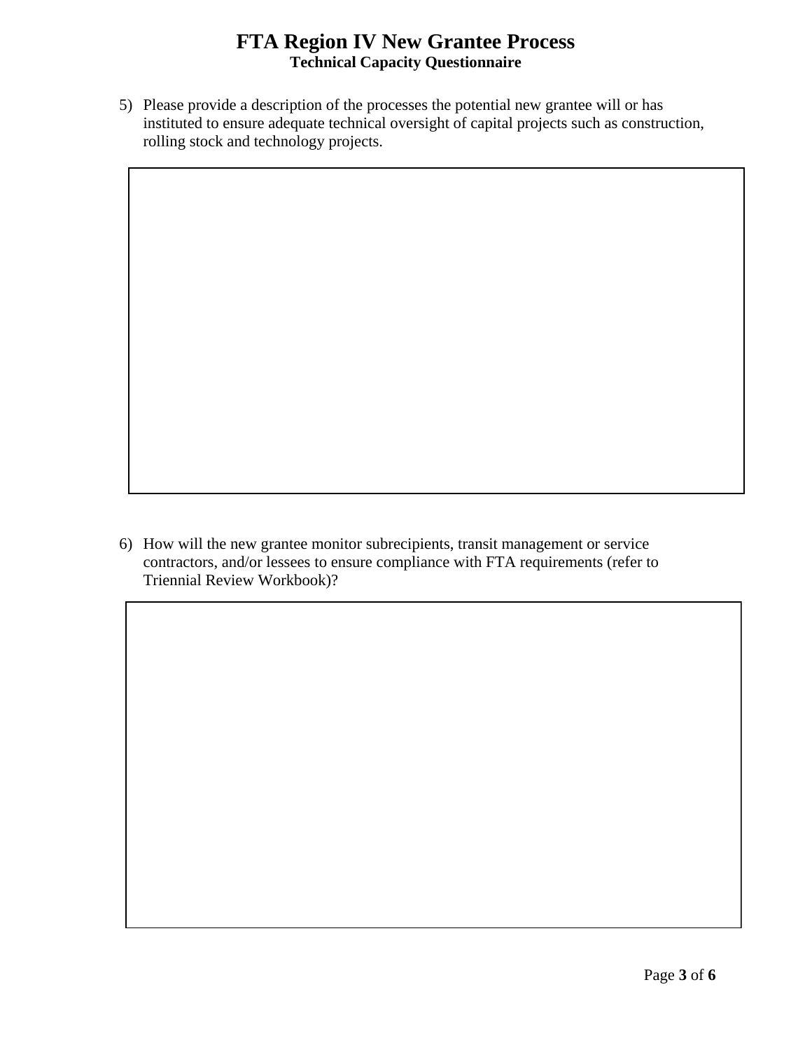5) Please provide a description of the processes the potential new grantee will or has instituted to ensure adequate technical oversight of capital projects such as construction, rolling stock and technology projects.

6) How will the new grantee monitor subrecipients, transit management or service contractors, and/or lessees to ensure compliance with FTA requirements (refer to Triennial Review Workbook)?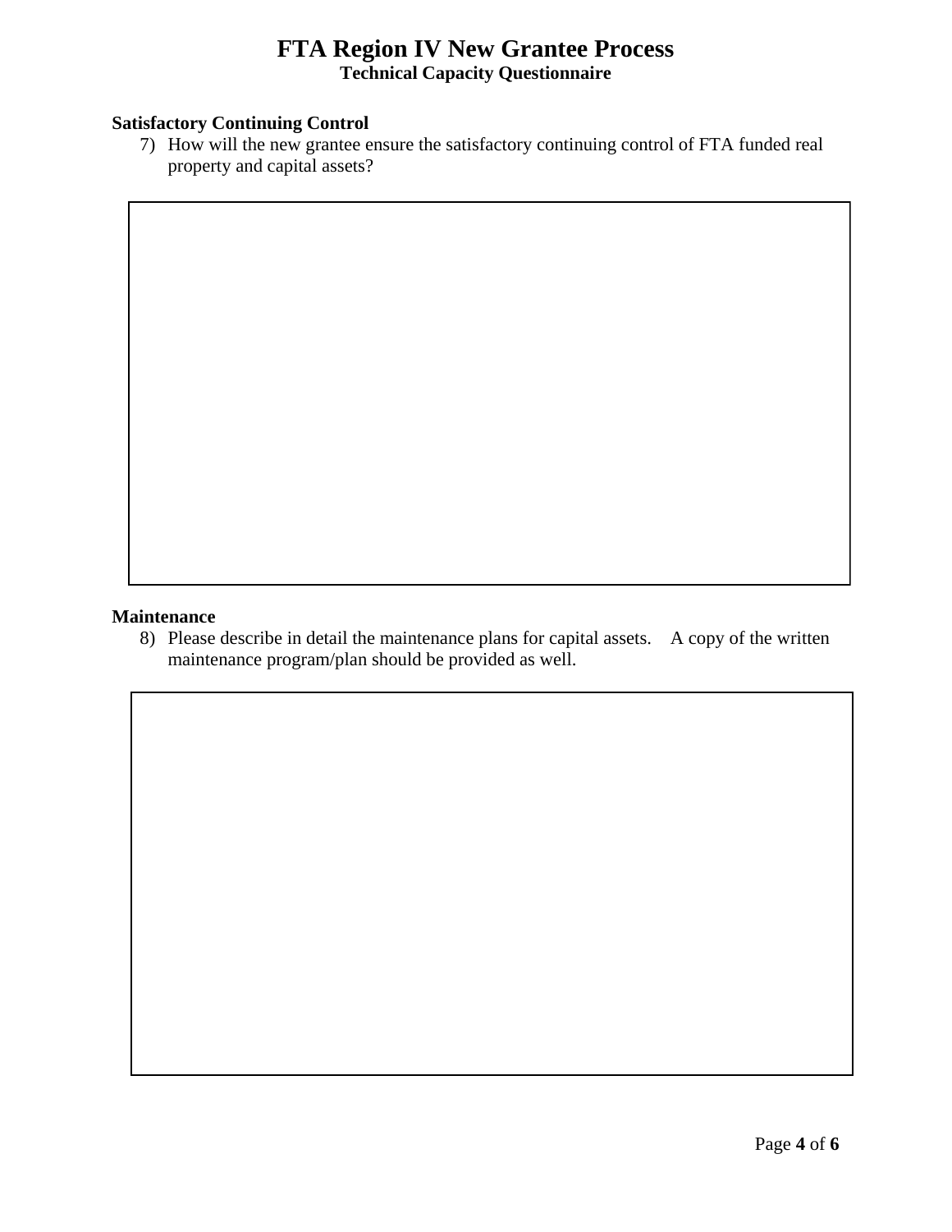# FTA Region IV New Grantee Process

**Technical Capacity Questionnaire**

**Satisfactory Continuing Control**

7) How will the new grantee ensure the satisfactory continuing control of FTA funded real property and capital assets?

**Maintenance**

8) Please describe in detail the maintenance plans for capital assets. A copy of the written maintenance program/plan should be provided as well.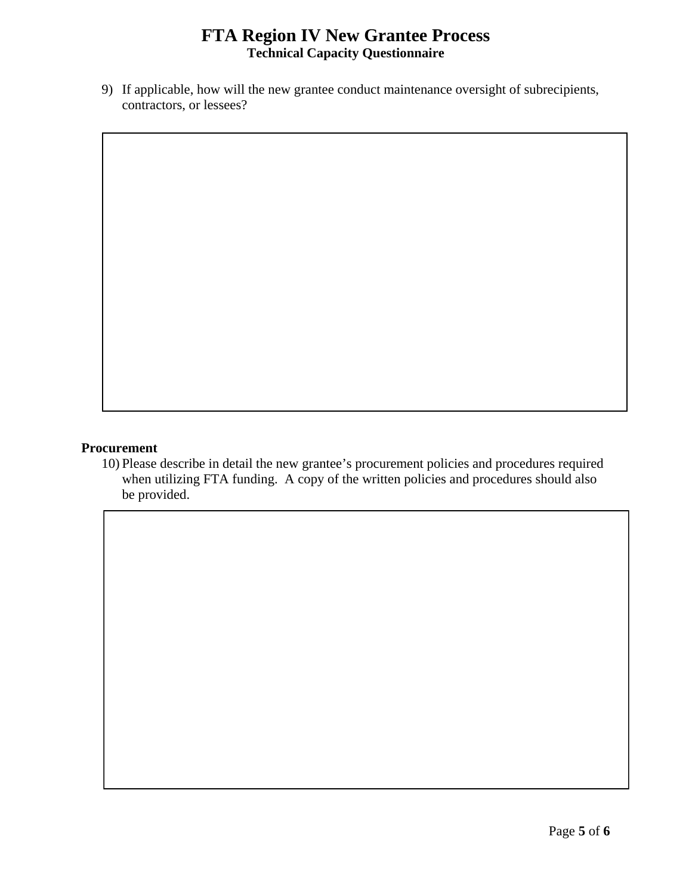# FTA Region IV New Grantee Process

**Technical Capacity Questionnaire**

9) If applicable, how will the new grantee conduct maintenance oversight of subrecipients, contractors, or lessees?

**Procurement**

10) Please describe in detail the new grantee's procurement policies and procedures required when utilizing FTA funding. A copy of the written policies and procedures should also be provided.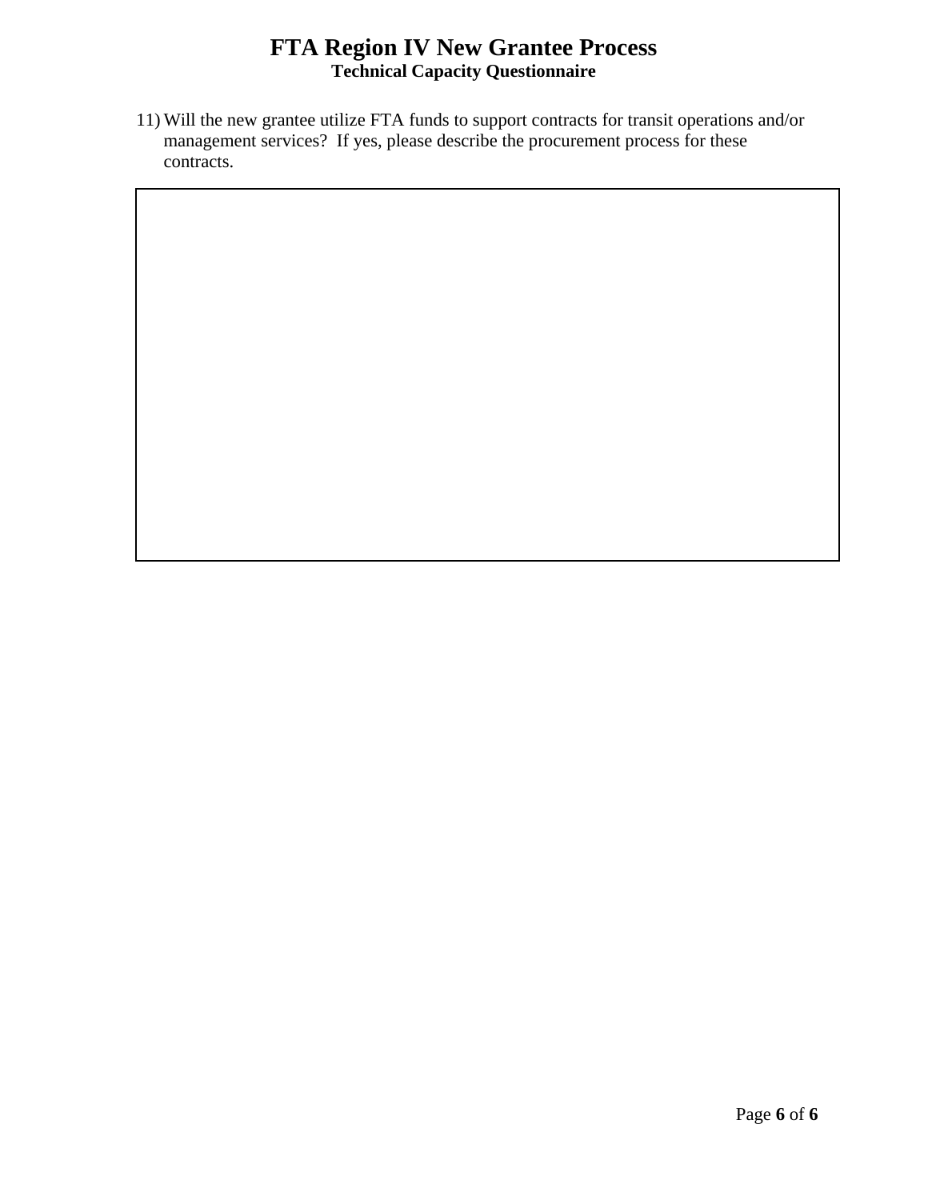11) Will the new grantee utilize FTA funds to support contracts for transit operations and/or management services? If yes, please describe the procurement process for these contracts.